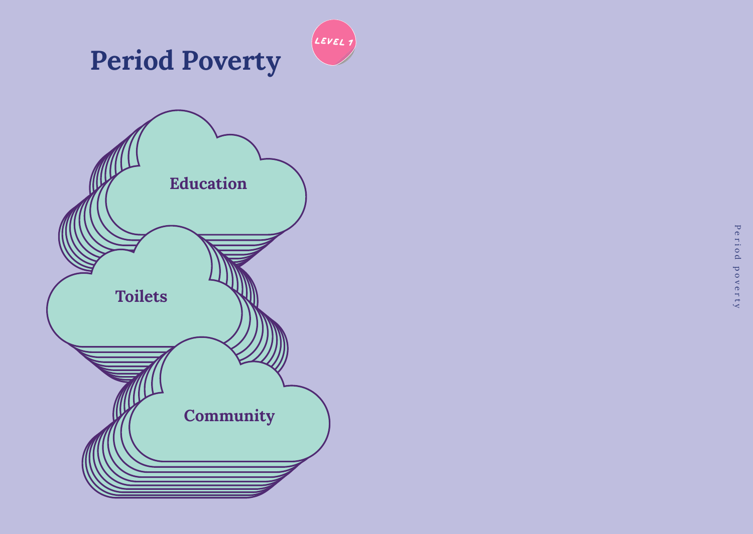# Period Poverty

LEVEL 1

Education

Toilets

Community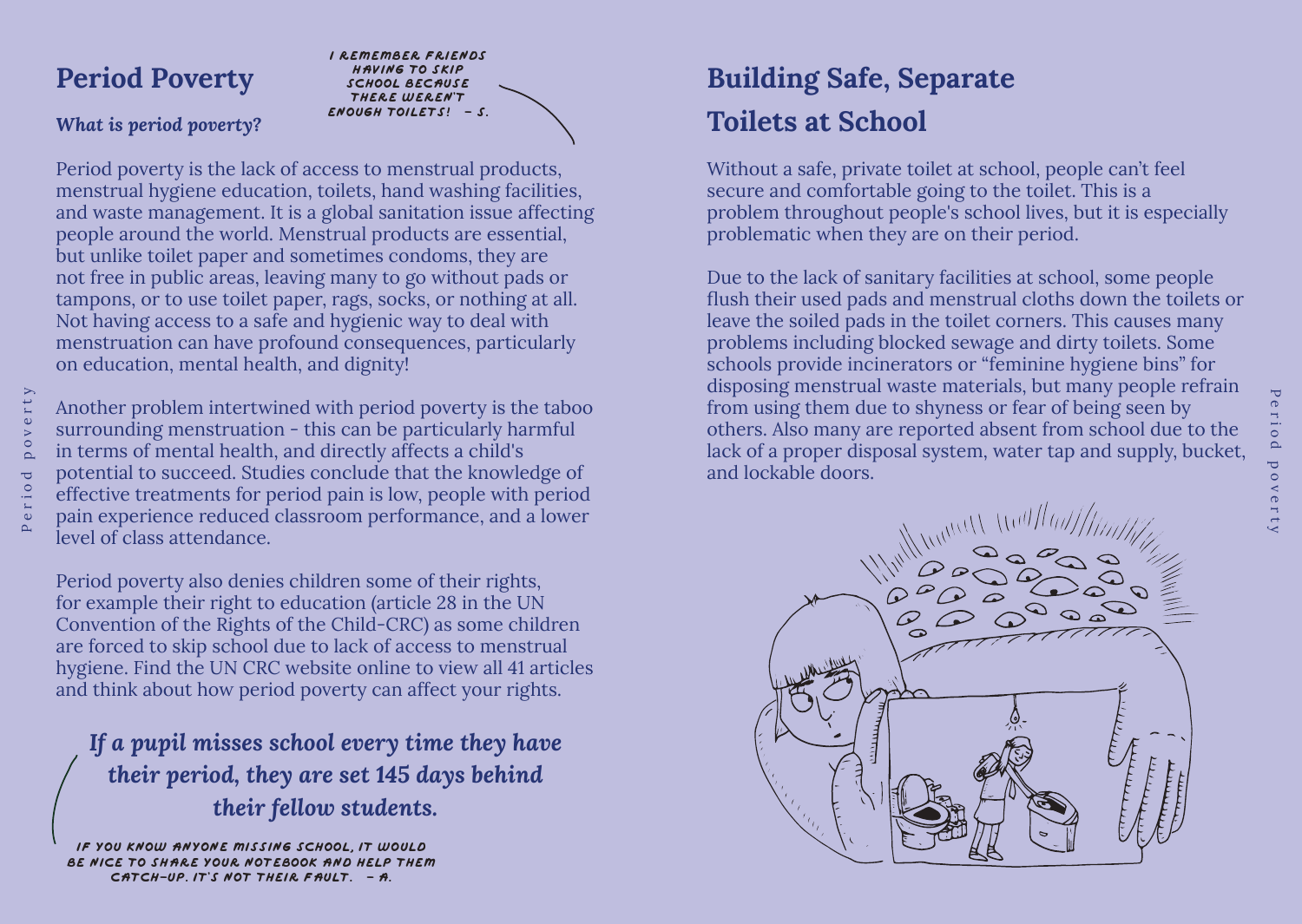## Period Poverty

*I remember friends having to skip school because there weren't enough toilets! – S.*

### *What is period poverty?*

Period poverty is the lack of access to menstrual products, menstrual hygiene education, toilets, hand washing facilities, and waste management. It is a global sanitation issue affecting people around the world. Menstrual products are essential, but unlike toilet paper and sometimes condoms, they are not free in public areas, leaving many to go without pads or tampons, or to use toilet paper, rags, socks, or nothing at all. Not having access to a safe and hygienic way to deal with menstruation can have profound consequences, particularly on education, mental health, and dignity!

Another problem intertwined with period poverty is the taboo surrounding menstruation - this can be particularly harmful in terms of mental health, and directly affects a child's potential to succeed. Studies conclude that the knowledge of effective treatments for period pain is low, people with period pain experience reduced classroom performance, and a lower level of class attendance.

Period poverty also denies children some of their rights, for example their right to education (article 28 in the UN Convention of the Rights of the Child-CRC) as some children are forced to skip school due to lack of access to menstrual hygiene. Find the UN CRC website online to view all 41 articles and think about how period poverty can affect your rights.

***If a pupil misses school every time they have their period, they are set 145 days behind their fellow students.***

*If you know anyone missing school, it would be nice to share your notebook and help them catch-up. It's not their fault. – A.*

## Building Safe, Separate Toilets at School

Without a safe, private toilet at school, people can't feel secure and comfortable going to the toilet. This is a problem throughout people's school lives, but it is especially problematic when they are on their period.

Due to the lack of sanitary facilities at school, some people flush their used pads and menstrual cloths down the toilets or leave the soiled pads in the toilet corners. This causes many problems including blocked sewage and dirty toilets. Some schools provide incinerators or "feminine hygiene bins" for disposing menstrual waste materials, but many people refrain from using them due to shyness or fear of being seen by others. Also many are reported absent from school due to the lack of a proper disposal system, water tap and supply, bucket, and lockable doors.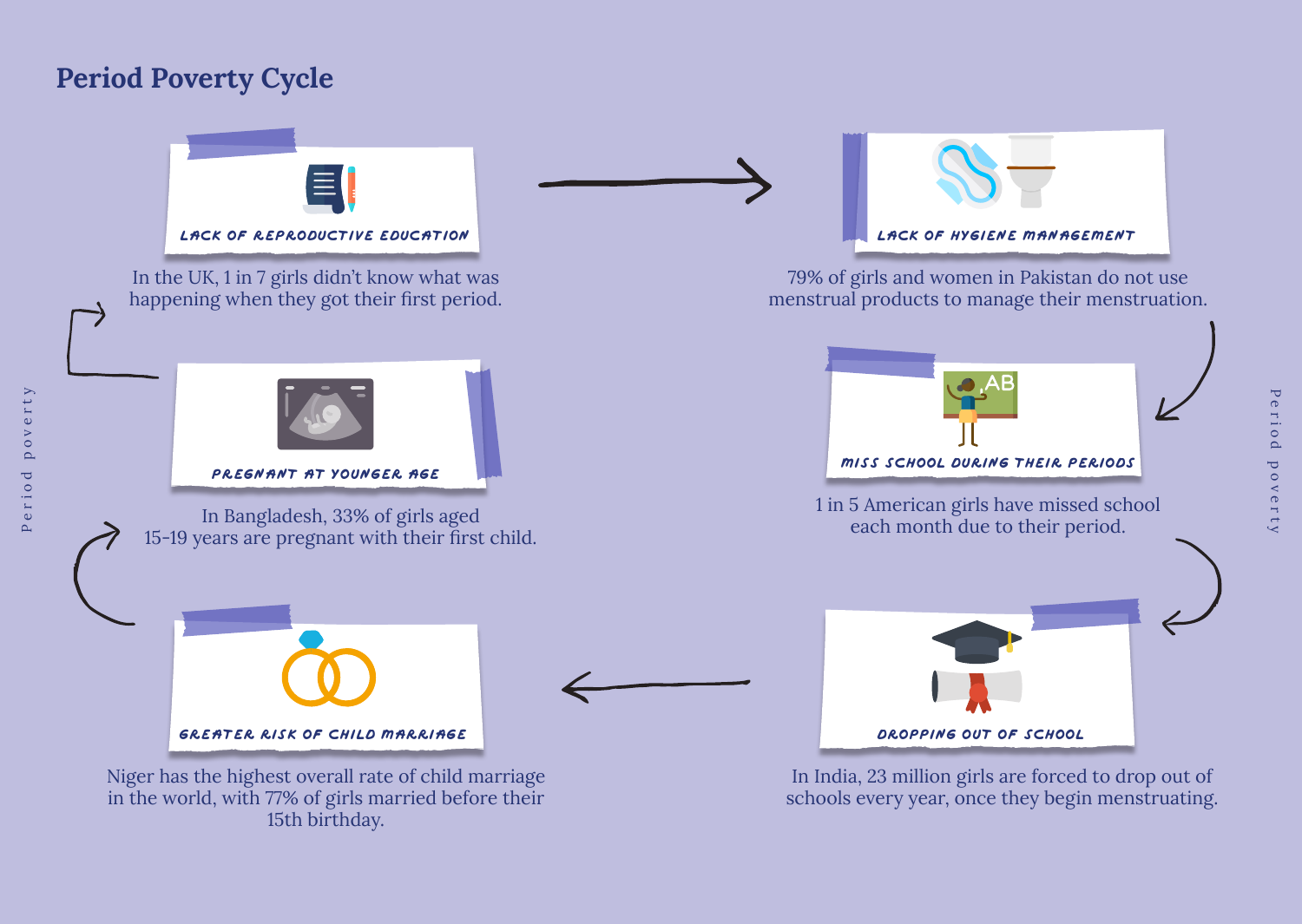# Period Poverty Cycle

**LACK OF REPRODUCTIVE EDUCATION**

In the UK, 1 in 7 girls didn't know what was happening when they got their first period.

**LACK OF HYGIENE MANAGEMENT**

79% of girls and women in Pakistan do not use menstrual products to manage their menstruation.

**MISS SCHOOL DURING THEIR PERIODS**

1 in 5 American girls have missed school each month due to their period.

**DROPPING OUT OF SCHOOL**

In India, 23 million girls are forced to drop out of schools every year, once they begin menstruating.

**GREATER RISK OF CHILD MARRIAGE**

Niger has the highest overall rate of child marriage in the world, with 77% of girls married before their 15th birthday.

**PREGNANT AT YOUNGER AGE**

In Bangladesh, 33% of girls aged 15-19 years are pregnant with their first child.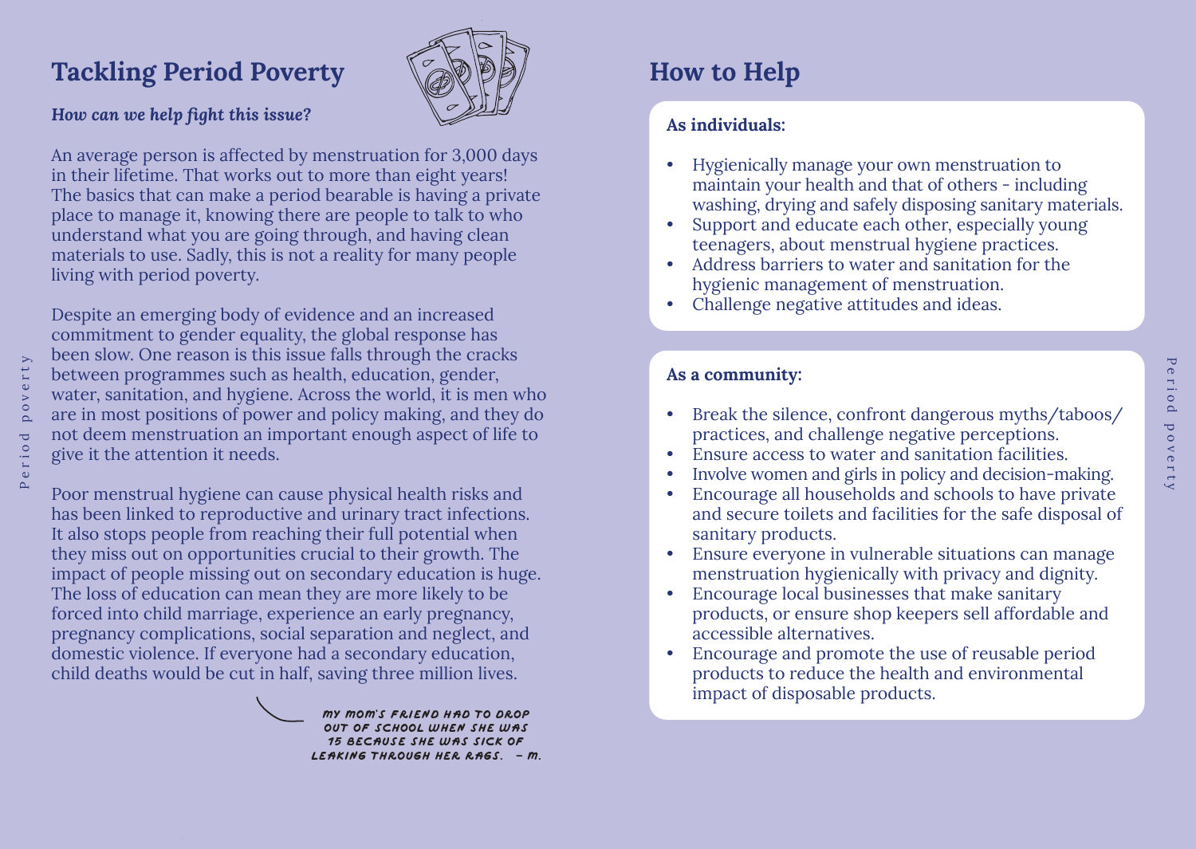## Tackling Period Poverty

***How can we help fight this issue?***

An average person is affected by menstruation for 3,000 days in their lifetime. That works out to more than eight years! The basics that can make a period bearable is having a private place to manage it, knowing there are people to talk to who understand what you are going through, and having clean materials to use. Sadly, this is not a reality for many people living with period poverty.

Despite an emerging body of evidence and an increased commitment to gender equality, the global response has been slow. One reason is this issue falls through the cracks between programmes such as health, education, gender, water, sanitation, and hygiene. Across the world, it is men who are in most positions of power and policy making, and they do not deem menstruation an important enough aspect of life to give it the attention it needs.

Poor menstrual hygiene can cause physical health risks and has been linked to reproductive and urinary tract infections. It also stops people from reaching their full potential when they miss out on opportunities crucial to their growth. The impact of people missing out on secondary education is huge. The loss of education can mean they are more likely to be forced into child marriage, experience an early pregnancy, pregnancy complications, social separation and neglect, and domestic violence. If everyone had a secondary education, child deaths would be cut in half, saving three million lives.

MY MOM'S FRIEND HAD TO DROP OUT OF SCHOOL WHEN SHE WAS 15 BECAUSE SHE WAS SICK OF LEAKING THROUGH HER RAGS. – M.

## How to Help

**As individuals:**

- Hygienically manage your own menstruation to maintain your health and that of others - including washing, drying and safely disposing sanitary materials.
- Support and educate each other, especially young teenagers, about menstrual hygiene practices.
- Address barriers to water and sanitation for the hygienic management of menstruation.
- Challenge negative attitudes and ideas.

**As a community:**

- Break the silence, confront dangerous myths/taboos/ practices, and challenge negative perceptions.
- Ensure access to water and sanitation facilities.
- Involve women and girls in policy and decision-making.
- Encourage all households and schools to have private and secure toilets and facilities for the safe disposal of sanitary products.
- Ensure everyone in vulnerable situations can manage menstruation hygienically with privacy and dignity.
- Encourage local businesses that make sanitary products, or ensure shop keepers sell affordable and accessible alternatives.
- Encourage and promote the use of reusable period products to reduce the health and environmental impact of disposable products.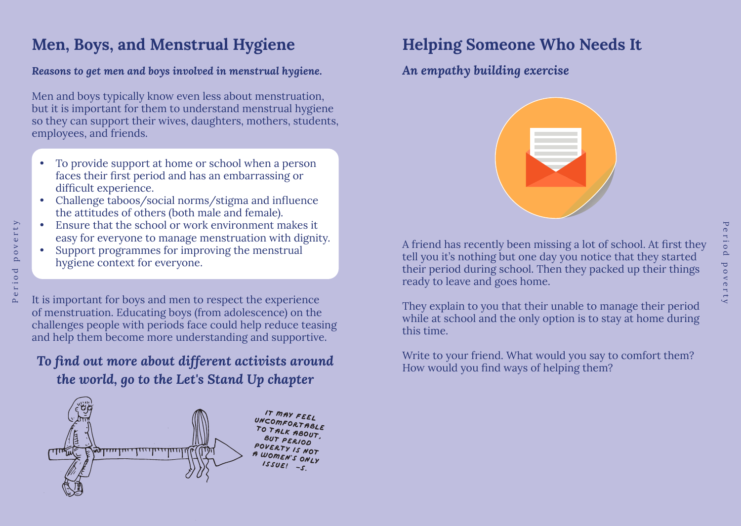## Men, Boys, and Menstrual Hygiene

***Reasons to get men and boys involved in menstrual hygiene.***

Men and boys typically know even less about menstruation, but it is important for them to understand menstrual hygiene so they can support their wives, daughters, mothers, students, employees, and friends.

- To provide support at home or school when a person faces their first period and has an embarrassing or difficult experience.
- Challenge taboos/social norms/stigma and influence the attitudes of others (both male and female).
- Ensure that the school or work environment makes it easy for everyone to manage menstruation with dignity.
- Support programmes for improving the menstrual hygiene context for everyone.

It is important for boys and men to respect the experience of menstruation. Educating boys (from adolescence) on the challenges people with periods face could help reduce teasing and help them become more understanding and supportive.

***To find out more about different activists around the world, go to the Let's Stand Up chapter***

IT MAY FEEL UNCOMFORTABLE TO TALK ABOUT, BUT PERIOD POVERTY IS NOT A WOMEN'S ONLY ISSUE! –S.

## Helping Someone Who Needs It

***An empathy building exercise***

A friend has recently been missing a lot of school. At first they tell you it's nothing but one day you notice that they started their period during school. Then they packed up their things ready to leave and goes home.

They explain to you that their unable to manage their period while at school and the only option is to stay at home during this time.

Write to your friend. What would you say to comfort them? How would you find ways of helping them?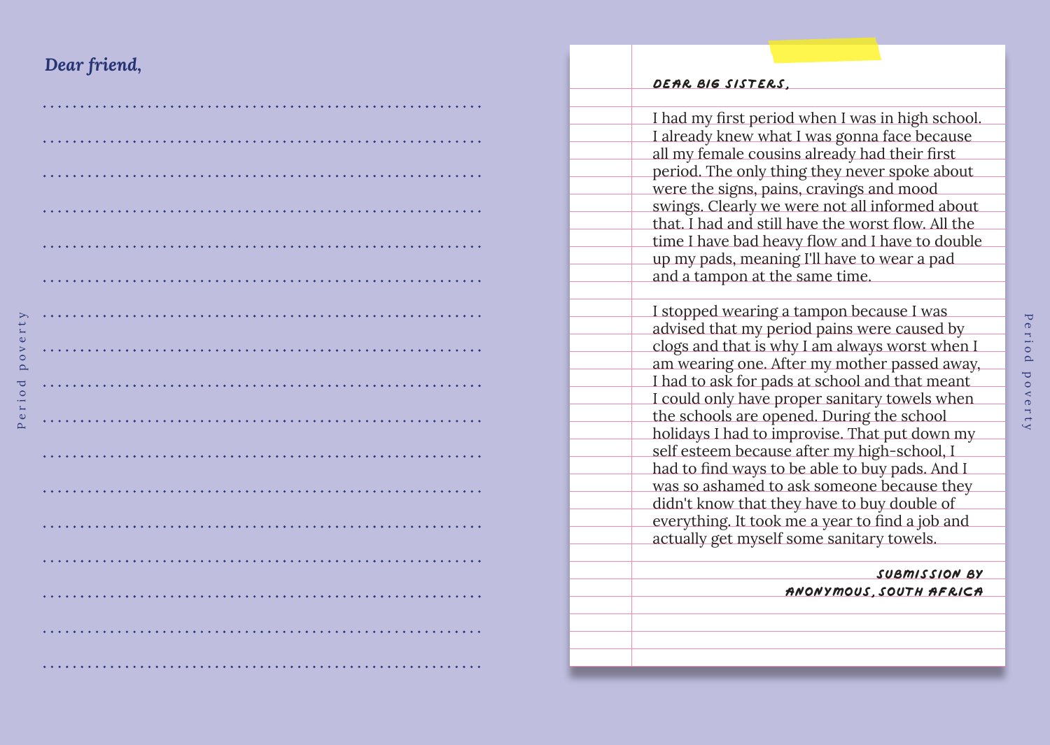*Dear friend,*

DEAR BIG SISTERS,

I had my first period when I was in high school. I already knew what I was gonna face because all my female cousins already had their first period. The only thing they never spoke about were the signs, pains, cravings and mood swings. Clearly we were not all informed about that. I had and still have the worst flow. All the time I have bad heavy flow and I have to double up my pads, meaning I'll have to wear a pad and a tampon at the same time.

I stopped wearing a tampon because I was advised that my period pains were caused by clogs and that is why I am always worst when I am wearing one. After my mother passed away, I had to ask for pads at school and that meant I could only have proper sanitary towels when the schools are opened. During the school holidays I had to improvise. That put down my self esteem because after my high-school, I had to find ways to be able to buy pads. And I was so ashamed to ask someone because they didn't know that they have to buy double of everything. It took me a year to find a job and actually get myself some sanitary towels.

SUBMISSION BY
ANONYMOUS, SOUTH AFRICA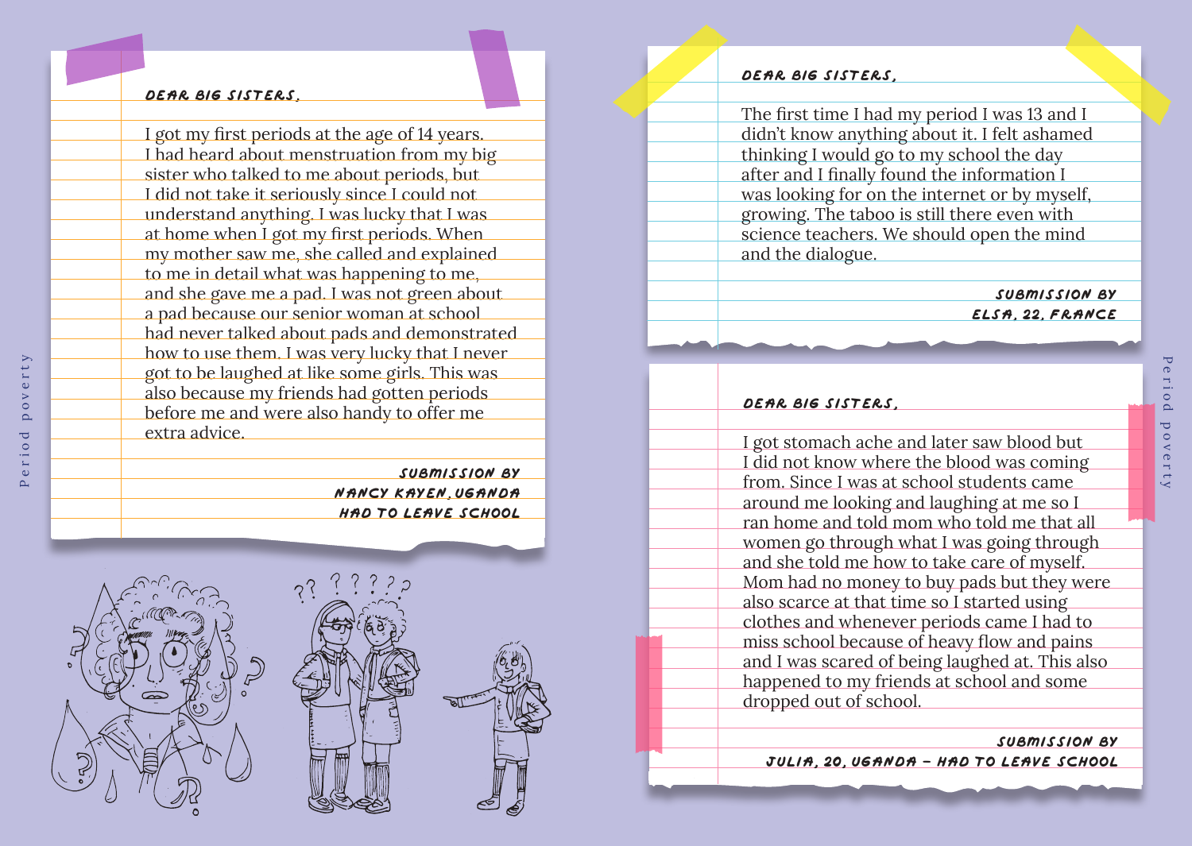DEAR BIG SISTERS,

I got my first periods at the age of 14 years. I had heard about menstruation from my big sister who talked to me about periods, but I did not take it seriously since I could not understand anything. I was lucky that I was at home when I got my first periods. When my mother saw me, she called and explained to me in detail what was happening to me, and she gave me a pad. I was not green about a pad because our senior woman at school had never talked about pads and demonstrated how to use them. I was very lucky that I never got to be laughed at like some girls. This was also because my friends had gotten periods before me and were also handy to offer me extra advice.

SUBMISSION BY
NANCY KAYEN, UGANDA
HAD TO LEAVE SCHOOL

DEAR BIG SISTERS,

The first time I had my period I was 13 and I didn't know anything about it. I felt ashamed thinking I would go to my school the day after and I finally found the information I was looking for on the internet or by myself, growing. The taboo is still there even with science teachers. We should open the mind and the dialogue.

SUBMISSION BY
ELSA, 22, FRANCE

DEAR BIG SISTERS,

I got stomach ache and later saw blood but I did not know where the blood was coming from. Since I was at school students came around me looking and laughing at me so I ran home and told mom who told me that all women go through what I was going through and she told me how to take care of myself. Mom had no money to buy pads but they were also scarce at that time so I started using clothes and whenever periods came I had to miss school because of heavy flow and pains and I was scared of being laughed at. This also happened to my friends at school and some dropped out of school.

SUBMISSION BY
JULIA, 20, UGANDA – HAD TO LEAVE SCHOOL